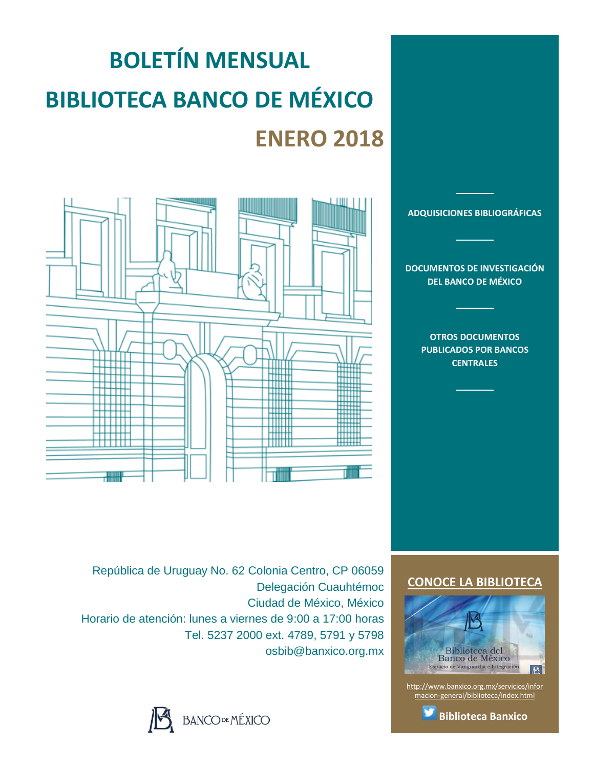# BOLETÍN MENSUAL

# BIBLIOTECA BANCO DE MÉXICO

## ENERO 2018

**ADQUISICIONES BIBLIOGRÁFICAS**

**DOCUMENTOS DE INVESTIGACIÓN DEL BANCO DE MÉXICO**

**OTROS DOCUMENTOS PUBLICADOS POR BANCOS CENTRALES**

República de Uruguay No. 62 Colonia Centro, CP 06059
Delegación Cuauhtémoc
Ciudad de México, México
Horario de atención: lunes a viernes de 9:00 a 17:00 horas
Tel. 5237 2000 ext. 4789, 5791 y 5798
osbib@banxico.org.mx

BANCO DE MÉXICO

**CONOCE LA BIBLIOTECA**

Biblioteca del Banco de México
Espacio de Vanguardia e Integración

http://www.banxico.org.mx/servicios/informacion-general/biblioteca/index.html

**Biblioteca Banxico**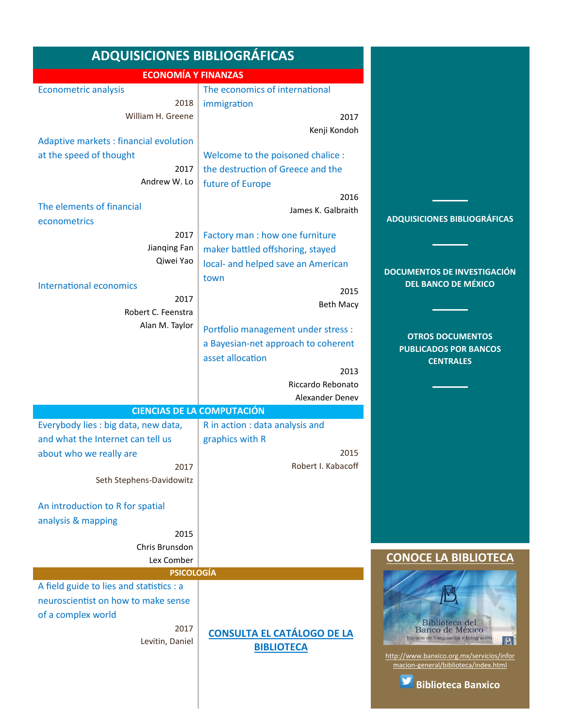# ADQUISICIONES BIBLIOGRÁFICAS

## ECONOMÍA Y FINANZAS

**Econometric analysis**
2018
William H. Greene

**Adaptive markets : financial evolution at the speed of thought**
2017
Andrew W. Lo

**The elements of financial econometrics**
2017
Jianqing Fan
Qiwei Yao

**International economics**
2017
Robert C. Feenstra
Alan M. Taylor

**The economics of international immigration**
2017
Kenji Kondoh

**Welcome to the poisoned chalice : the destruction of Greece and the future of Europe**
2016
James K. Galbraith

**Factory man : how one furniture maker battled offshoring, stayed local- and helped save an American town**
2015
Beth Macy

**Portfolio management under stress : a Bayesian-net approach to coherent asset allocation**
2013
Riccardo Rebonato
Alexander Denev

## CIENCIAS DE LA COMPUTACIÓN

**Everybody lies : big data, new data, and what the Internet can tell us about who we really are**
2017
Seth Stephens-Davidowitz

**An introduction to R for spatial analysis & mapping**
2015
Chris Brunsdon
Lex Comber

**R in action : data analysis and graphics with R**
2015
Robert I. Kabacoff

## PSICOLOGÍA

**A field guide to lies and statistics : a neuroscientist on how to make sense of a complex world**
2017
Levitin, Daniel

**CONSULTA EL CATÁLOGO DE LA BIBLIOTECA**

---

ADQUISICIONES BIBLIOGRÁFICAS

DOCUMENTOS DE INVESTIGACIÓN DEL BANCO DE MÉXICO

OTROS DOCUMENTOS PUBLICADOS POR BANCOS CENTRALES

## CONOCE LA BIBLIOTECA

Biblioteca del Banco de México
Espacio de Vanguardia e Integración

http://www.banxico.org.mx/servicios/informacion-general/biblioteca/index.html

Biblioteca Banxico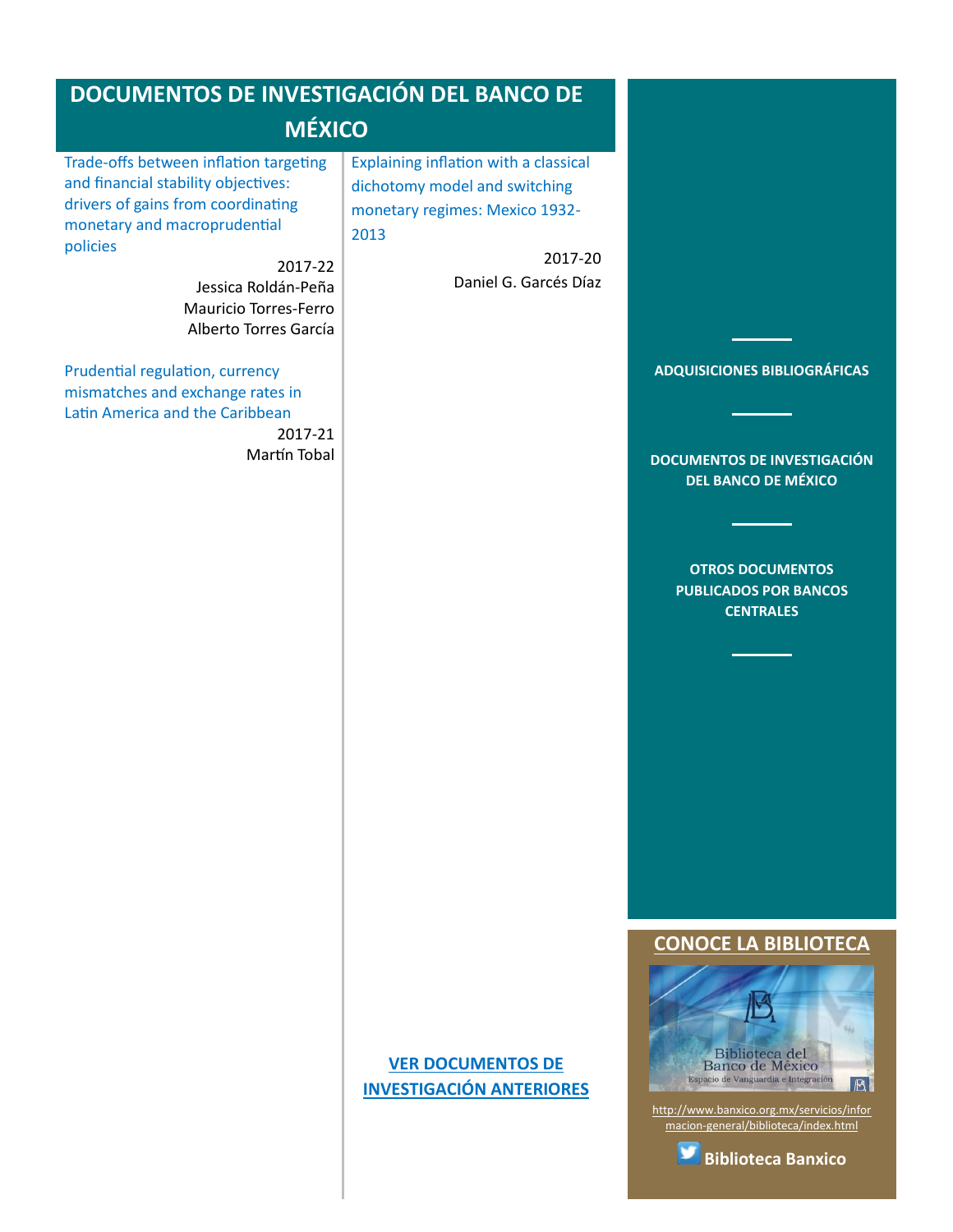# DOCUMENTOS DE INVESTIGACIÓN DEL BANCO DE MÉXICO

Trade-offs between inflation targeting and financial stability objectives: drivers of gains from coordinating monetary and macroprudential policies

2017-22
Jessica Roldán-Peña
Mauricio Torres-Ferro
Alberto Torres García

Prudential regulation, currency mismatches and exchange rates in Latin America and the Caribbean

2017-21
Martín Tobal

Explaining inflation with a classical dichotomy model and switching monetary regimes: Mexico 1932-2013

2017-20
Daniel G. Garcés Díaz

**VER DOCUMENTOS DE INVESTIGACIÓN ANTERIORES**

**ADQUISICIONES BIBLIOGRÁFICAS**

**DOCUMENTOS DE INVESTIGACIÓN DEL BANCO DE MÉXICO**

**OTROS DOCUMENTOS PUBLICADOS POR BANCOS CENTRALES**

## CONOCE LA BIBLIOTECA

Biblioteca del Banco de México
Espacio de Vanguardia e Integración

http://www.banxico.org.mx/servicios/informacion-general/biblioteca/index.html

**Biblioteca Banxico**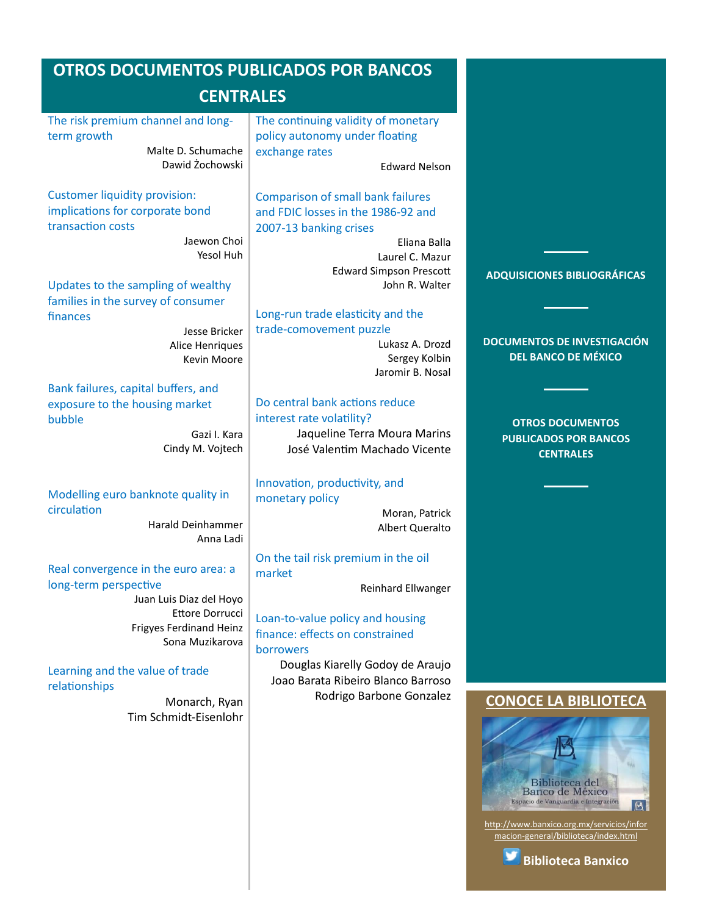# OTROS DOCUMENTOS PUBLICADOS POR BANCOS CENTRALES

The risk premium channel and long-term growth

Malte D. Schumache
Dawid Żochowski

Customer liquidity provision: implications for corporate bond transaction costs

Jaewon Choi
Yesol Huh

Updates to the sampling of wealthy families in the survey of consumer finances

Jesse Bricker
Alice Henriques
Kevin Moore

Bank failures, capital buffers, and exposure to the housing market bubble

Gazi I. Kara
Cindy M. Vojtech

Modelling euro banknote quality in circulation

Harald Deinhammer
Anna Ladi

Real convergence in the euro area: a long-term perspective

Juan Luis Diaz del Hoyo
Ettore Dorrucci
Frigyes Ferdinand Heinz
Sona Muzikarova

Learning and the value of trade relationships

Monarch, Ryan
Tim Schmidt-Eisenlohr

The continuing validity of monetary policy autonomy under floating exchange rates

Edward Nelson

Comparison of small bank failures and FDIC losses in the 1986-92 and 2007-13 banking crises

Eliana Balla
Laurel C. Mazur
Edward Simpson Prescott
John R. Walter

Long-run trade elasticity and the trade-comovement puzzle

Lukasz A. Drozd
Sergey Kolbin
Jaromir B. Nosal

Do central bank actions reduce interest rate volatility?

Jaqueline Terra Moura Marins
José Valentim Machado Vicente

Innovation, productivity, and monetary policy

Moran, Patrick
Albert Queralto

On the tail risk premium in the oil market

Reinhard Ellwanger

Loan-to-value policy and housing finance: effects on constrained borrowers

Douglas Kiarelly Godoy de Araujo
Joao Barata Ribeiro Blanco Barroso
Rodrigo Barbone Gonzalez

**ADQUISICIONES BIBLIOGRÁFICAS**

**DOCUMENTOS DE INVESTIGACIÓN DEL BANCO DE MÉXICO**

**OTROS DOCUMENTOS PUBLICADOS POR BANCOS CENTRALES**

## CONOCE LA BIBLIOTECA

Biblioteca del Banco de México
Espacio de Vanguardia e Integración

http://www.banxico.org.mx/servicios/informacion-general/biblioteca/index.html

**Biblioteca Banxico**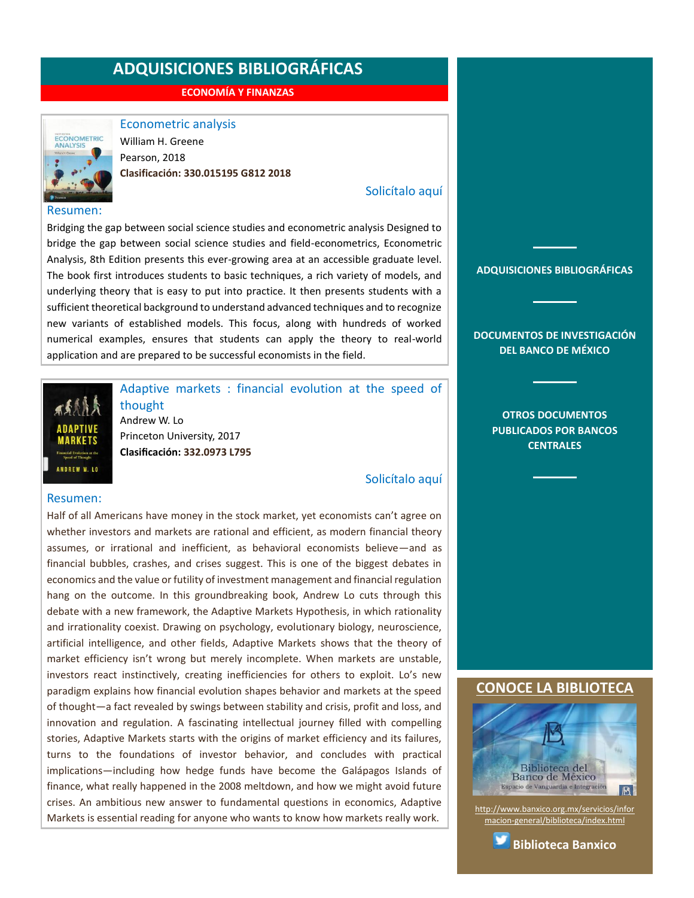# ADQUISICIONES BIBLIOGRÁFICAS

## ECONOMÍA Y FINANZAS

### Econometric analysis

William H. Greene
Pearson, 2018
**Clasificación: 330.015195 G812 2018**

Solicítalo aquí

**Resumen:**

Bridging the gap between social science studies and econometric analysis Designed to bridge the gap between social science studies and field-econometrics, Econometric Analysis, 8th Edition presents this ever-growing area at an accessible graduate level. The book first introduces students to basic techniques, a rich variety of models, and underlying theory that is easy to put into practice. It then presents students with a sufficient theoretical background to understand advanced techniques and to recognize new variants of established models. This focus, along with hundreds of worked numerical examples, ensures that students can apply the theory to real-world application and are prepared to be successful economists in the field.

### Adaptive markets : financial evolution at the speed of thought

Andrew W. Lo
Princeton University, 2017
**Clasificación: 332.0973 L795**

Solicítalo aquí

**Resumen:**

Half of all Americans have money in the stock market, yet economists can't agree on whether investors and markets are rational and efficient, as modern financial theory assumes, or irrational and inefficient, as behavioral economists believe—and as financial bubbles, crashes, and crises suggest. This is one of the biggest debates in economics and the value or futility of investment management and financial regulation hang on the outcome. In this groundbreaking book, Andrew Lo cuts through this debate with a new framework, the Adaptive Markets Hypothesis, in which rationality and irrationality coexist. Drawing on psychology, evolutionary biology, neuroscience, artificial intelligence, and other fields, Adaptive Markets shows that the theory of market efficiency isn't wrong but merely incomplete. When markets are unstable, investors react instinctively, creating inefficiencies for others to exploit. Lo's new paradigm explains how financial evolution shapes behavior and markets at the speed of thought—a fact revealed by swings between stability and crisis, profit and loss, and innovation and regulation. A fascinating intellectual journey filled with compelling stories, Adaptive Markets starts with the origins of market efficiency and its failures, turns to the foundations of investor behavior, and concludes with practical implications—including how hedge funds have become the Galápagos Islands of finance, what really happened in the 2008 meltdown, and how we might avoid future crises. An ambitious new answer to fundamental questions in economics, Adaptive Markets is essential reading for anyone who wants to know how markets really work.

---

**ADQUISICIONES BIBLIOGRÁFICAS**

**DOCUMENTOS DE INVESTIGACIÓN DEL BANCO DE MÉXICO**

**OTROS DOCUMENTOS PUBLICADOS POR BANCOS CENTRALES**

## CONOCE LA BIBLIOTECA

Biblioteca del Banco de México
Espacio de Vanguardia e Integración

http://www.banxico.org.mx/servicios/informacion-general/biblioteca/index.html

**Biblioteca Banxico**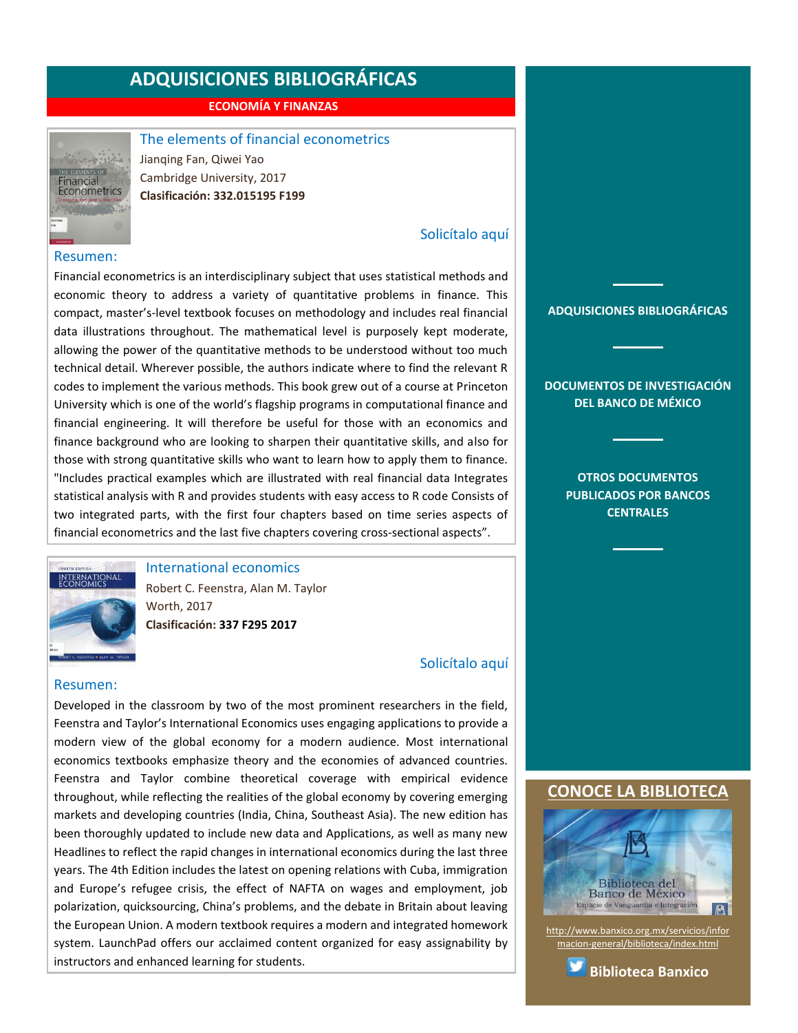# ADQUISICIONES BIBLIOGRÁFICAS

## ECONOMÍA Y FINANZAS

### The elements of financial econometrics

Jianqing Fan, Qiwei Yao
Cambridge University, 2017
**Clasificación: 332.015195 F199**

Solicítalo aquí

**Resumen:**

Financial econometrics is an interdisciplinary subject that uses statistical methods and economic theory to address a variety of quantitative problems in finance. This compact, master's-level textbook focuses on methodology and includes real financial data illustrations throughout. The mathematical level is purposely kept moderate, allowing the power of the quantitative methods to be understood without too much technical detail. Wherever possible, the authors indicate where to find the relevant R codes to implement the various methods. This book grew out of a course at Princeton University which is one of the world's flagship programs in computational finance and financial engineering. It will therefore be useful for those with an economics and finance background who are looking to sharpen their quantitative skills, and also for those with strong quantitative skills who want to learn how to apply them to finance. "Includes practical examples which are illustrated with real financial data Integrates statistical analysis with R and provides students with easy access to R code Consists of two integrated parts, with the first four chapters based on time series aspects of financial econometrics and the last five chapters covering cross-sectional aspects".

### International economics

Robert C. Feenstra, Alan M. Taylor
Worth, 2017
**Clasificación: 337 F295 2017**

Solicítalo aquí

**Resumen:**

Developed in the classroom by two of the most prominent researchers in the field, Feenstra and Taylor's International Economics uses engaging applications to provide a modern view of the global economy for a modern audience. Most international economics textbooks emphasize theory and the economies of advanced countries. Feenstra and Taylor combine theoretical coverage with empirical evidence throughout, while reflecting the realities of the global economy by covering emerging markets and developing countries (India, China, Southeast Asia). The new edition has been thoroughly updated to include new data and Applications, as well as many new Headlines to reflect the rapid changes in international economics during the last three years. The 4th Edition includes the latest on opening relations with Cuba, immigration and Europe's refugee crisis, the effect of NAFTA on wages and employment, job polarization, quicksourcing, China's problems, and the debate in Britain about leaving the European Union. A modern textbook requires a modern and integrated homework system. LaunchPad offers our acclaimed content organized for easy assignability by instructors and enhanced learning for students.

**ADQUISICIONES BIBLIOGRÁFICAS**

**DOCUMENTOS DE INVESTIGACIÓN DEL BANCO DE MÉXICO**

**OTROS DOCUMENTOS PUBLICADOS POR BANCOS CENTRALES**

## CONOCE LA BIBLIOTECA

Biblioteca del Banco de México
Espacio de Vanguardia e Integración

http://www.banxico.org.mx/servicios/informacion-general/biblioteca/index.html

**Biblioteca Banxico**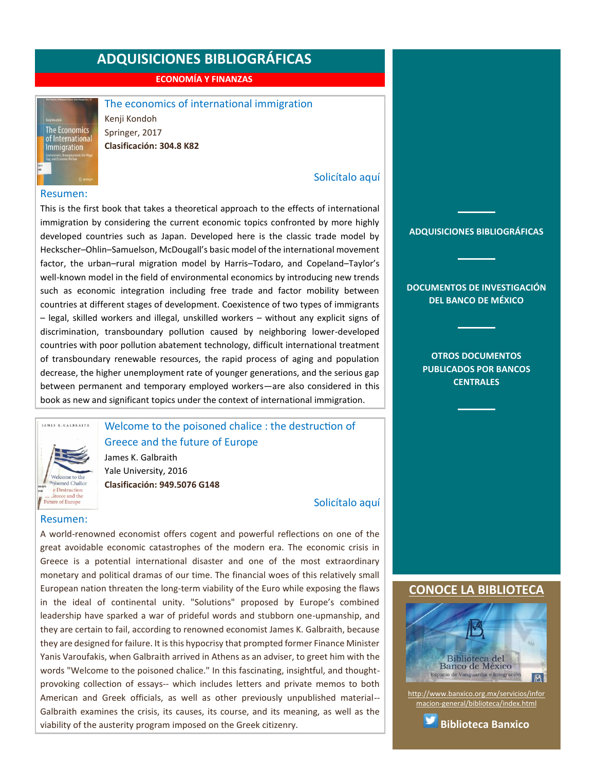# ADQUISICIONES BIBLIOGRÁFICAS

**ECONOMÍA Y FINANZAS**

## The economics of international immigration

Kenji Kondoh
Springer, 2017
**Clasificación: 304.8 K82**

Solicítalo aquí

### Resumen:

This is the first book that takes a theoretical approach to the effects of international immigration by considering the current economic topics confronted by more highly developed countries such as Japan. Developed here is the classic trade model by Heckscher–Ohlin–Samuelson, McDougall's basic model of the international movement factor, the urban–rural migration model by Harris–Todaro, and Copeland–Taylor's well-known model in the field of environmental economics by introducing new trends such as economic integration including free trade and factor mobility between countries at different stages of development. Coexistence of two types of immigrants – legal, skilled workers and illegal, unskilled workers – without any explicit signs of discrimination, transboundary pollution caused by neighboring lower-developed countries with poor pollution abatement technology, difficult international treatment of transboundary renewable resources, the rapid process of aging and population decrease, the higher unemployment rate of younger generations, and the serious gap between permanent and temporary employed workers—are also considered in this book as new and significant topics under the context of international immigration.

## Welcome to the poisoned chalice : the destruction of Greece and the future of Europe

James K. Galbraith
Yale University, 2016
**Clasificación: 949.5076 G148**

Solicítalo aquí

### Resumen:

A world-renowned economist offers cogent and powerful reflections on one of the great avoidable economic catastrophes of the modern era. The economic crisis in Greece is a potential international disaster and one of the most extraordinary monetary and political dramas of our time. The financial woes of this relatively small European nation threaten the long-term viability of the Euro while exposing the flaws in the ideal of continental unity. "Solutions" proposed by Europe's combined leadership have sparked a war of prideful words and stubborn one-upmanship, and they are certain to fail, according to renowned economist James K. Galbraith, because they are designed for failure. It is this hypocrisy that prompted former Finance Minister Yanis Varoufakis, when Galbraith arrived in Athens as an adviser, to greet him with the words "Welcome to the poisoned chalice." In this fascinating, insightful, and thought-provoking collection of essays-- which includes letters and private memos to both American and Greek officials, as well as other previously unpublished material-- Galbraith examines the crisis, its causes, its course, and its meaning, as well as the viability of the austerity program imposed on the Greek citizenry.

**ADQUISICIONES BIBLIOGRÁFICAS**

**DOCUMENTOS DE INVESTIGACIÓN DEL BANCO DE MÉXICO**

**OTROS DOCUMENTOS PUBLICADOS POR BANCOS CENTRALES**

## CONOCE LA BIBLIOTECA

Biblioteca del Banco de México
Espacio de Vanguardia e Integración

http://www.banxico.org.mx/servicios/informacion-general/biblioteca/index.html

**Biblioteca Banxico**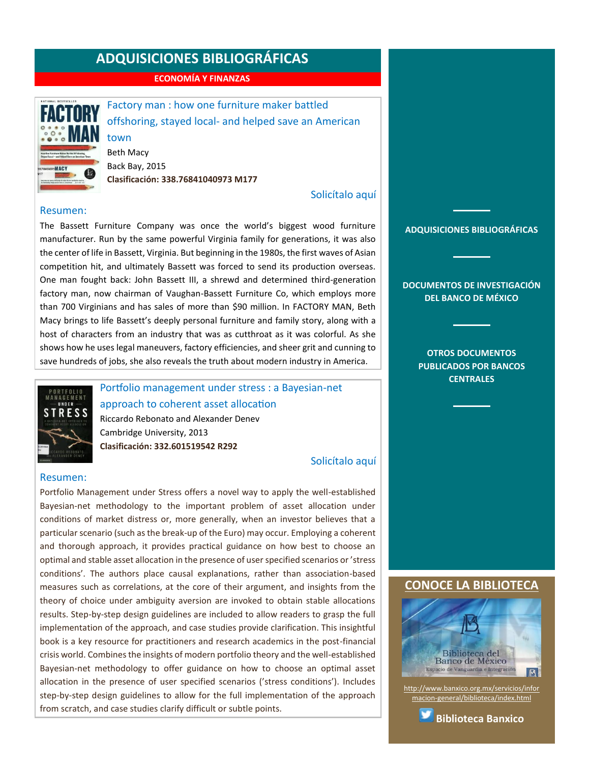# ADQUISICIONES BIBLIOGRÁFICAS

## ECONOMÍA Y FINANZAS

### Factory man : how one furniture maker battled offshoring, stayed local- and helped save an American town

Beth Macy

Back Bay, 2015

**Clasificación: 338.76841040973 M177**

Solicítalo aquí

**Resumen:**

The Bassett Furniture Company was once the world's biggest wood furniture manufacturer. Run by the same powerful Virginia family for generations, it was also the center of life in Bassett, Virginia. But beginning in the 1980s, the first waves of Asian competition hit, and ultimately Bassett was forced to send its production overseas. One man fought back: John Bassett III, a shrewd and determined third-generation factory man, now chairman of Vaughan-Bassett Furniture Co, which employs more than 700 Virginians and has sales of more than $90 million. In FACTORY MAN, Beth Macy brings to life Bassett's deeply personal furniture and family story, along with a host of characters from an industry that was as cutthroat as it was colorful. As she shows how he uses legal maneuvers, factory efficiencies, and sheer grit and cunning to save hundreds of jobs, she also reveals the truth about modern industry in America.

### Portfolio management under stress : a Bayesian-net approach to coherent asset allocation

Riccardo Rebonato and Alexander Denev

Cambridge University, 2013

**Clasificación: 332.601519542 R292**

Solicítalo aquí

**Resumen:**

Portfolio Management under Stress offers a novel way to apply the well-established Bayesian-net methodology to the important problem of asset allocation under conditions of market distress or, more generally, when an investor believes that a particular scenario (such as the break-up of the Euro) may occur. Employing a coherent and thorough approach, it provides practical guidance on how best to choose an optimal and stable asset allocation in the presence of user specified scenarios or 'stress conditions'. The authors place causal explanations, rather than association-based measures such as correlations, at the core of their argument, and insights from the theory of choice under ambiguity aversion are invoked to obtain stable allocations results. Step-by-step design guidelines are included to allow readers to grasp the full implementation of the approach, and case studies provide clarification. This insightful book is a key resource for practitioners and research academics in the post-financial crisis world. Combines the insights of modern portfolio theory and the well-established Bayesian-net methodology to offer guidance on how to choose an optimal asset allocation in the presence of user specified scenarios ('stress conditions'). Includes step-by-step design guidelines to allow for the full implementation of the approach from scratch, and case studies clarify difficult or subtle points.

---

**ADQUISICIONES BIBLIOGRÁFICAS**

**DOCUMENTOS DE INVESTIGACIÓN DEL BANCO DE MÉXICO**

**OTROS DOCUMENTOS PUBLICADOS POR BANCOS CENTRALES**

## CONOCE LA BIBLIOTECA

Biblioteca del Banco de México
Espacio de Vanguardia e Integración

http://www.banxico.org.mx/servicios/informacion-general/biblioteca/index.html

**Biblioteca Banxico**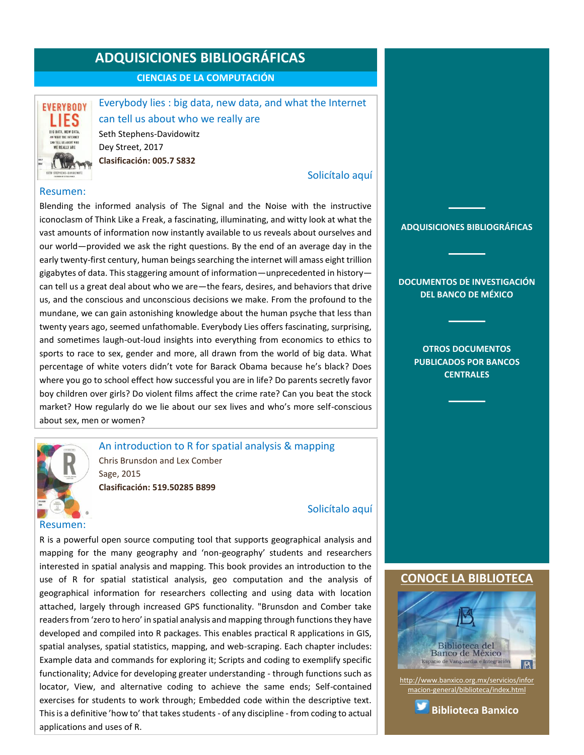# ADQUISICIONES BIBLIOGRÁFICAS

## CIENCIAS DE LA COMPUTACIÓN

### Everybody lies : big data, new data, and what the Internet can tell us about who we really are

Seth Stephens-Davidowitz
Dey Street, 2017
**Clasificación: 005.7 S832**

Solicítalo aquí

**Resumen:**

Blending the informed analysis of The Signal and the Noise with the instructive iconoclasm of Think Like a Freak, a fascinating, illuminating, and witty look at what the vast amounts of information now instantly available to us reveals about ourselves and our world—provided we ask the right questions. By the end of an average day in the early twenty-first century, human beings searching the internet will amass eight trillion gigabytes of data. This staggering amount of information—unprecedented in history—can tell us a great deal about who we are—the fears, desires, and behaviors that drive us, and the conscious and unconscious decisions we make. From the profound to the mundane, we can gain astonishing knowledge about the human psyche that less than twenty years ago, seemed unfathomable. Everybody Lies offers fascinating, surprising, and sometimes laugh-out-loud insights into everything from economics to ethics to sports to race to sex, gender and more, all drawn from the world of big data. What percentage of white voters didn't vote for Barack Obama because he's black? Does where you go to school effect how successful you are in life? Do parents secretly favor boy children over girls? Do violent films affect the crime rate? Can you beat the stock market? How regularly do we lie about our sex lives and who's more self-conscious about sex, men or women?

### An introduction to R for spatial analysis & mapping

Chris Brunsdon and Lex Comber
Sage, 2015
**Clasificación: 519.50285 B899**

Solicítalo aquí

**Resumen:**

R is a powerful open source computing tool that supports geographical analysis and mapping for the many geography and 'non-geography' students and researchers interested in spatial analysis and mapping. This book provides an introduction to the use of R for spatial statistical analysis, geo computation and the analysis of geographical information for researchers collecting and using data with location attached, largely through increased GPS functionality. "Brunsdon and Comber take readers from 'zero to hero' in spatial analysis and mapping through functions they have developed and compiled into R packages. This enables practical R applications in GIS, spatial analyses, spatial statistics, mapping, and web-scraping. Each chapter includes: Example data and commands for exploring it; Scripts and coding to exemplify specific functionality; Advice for developing greater understanding - through functions such as locator, View, and alternative coding to achieve the same ends; Self-contained exercises for students to work through; Embedded code within the descriptive text. This is a definitive 'how to' that takes students - of any discipline - from coding to actual applications and uses of R.

---

**ADQUISICIONES BIBLIOGRÁFICAS**

**DOCUMENTOS DE INVESTIGACIÓN DEL BANCO DE MÉXICO**

**OTROS DOCUMENTOS PUBLICADOS POR BANCOS CENTRALES**

## CONOCE LA BIBLIOTECA

Biblioteca del Banco de México
Espacio de Vanguardia e Integración

http://www.banxico.org.mx/servicios/informacion-general/biblioteca/index.html

**Biblioteca Banxico**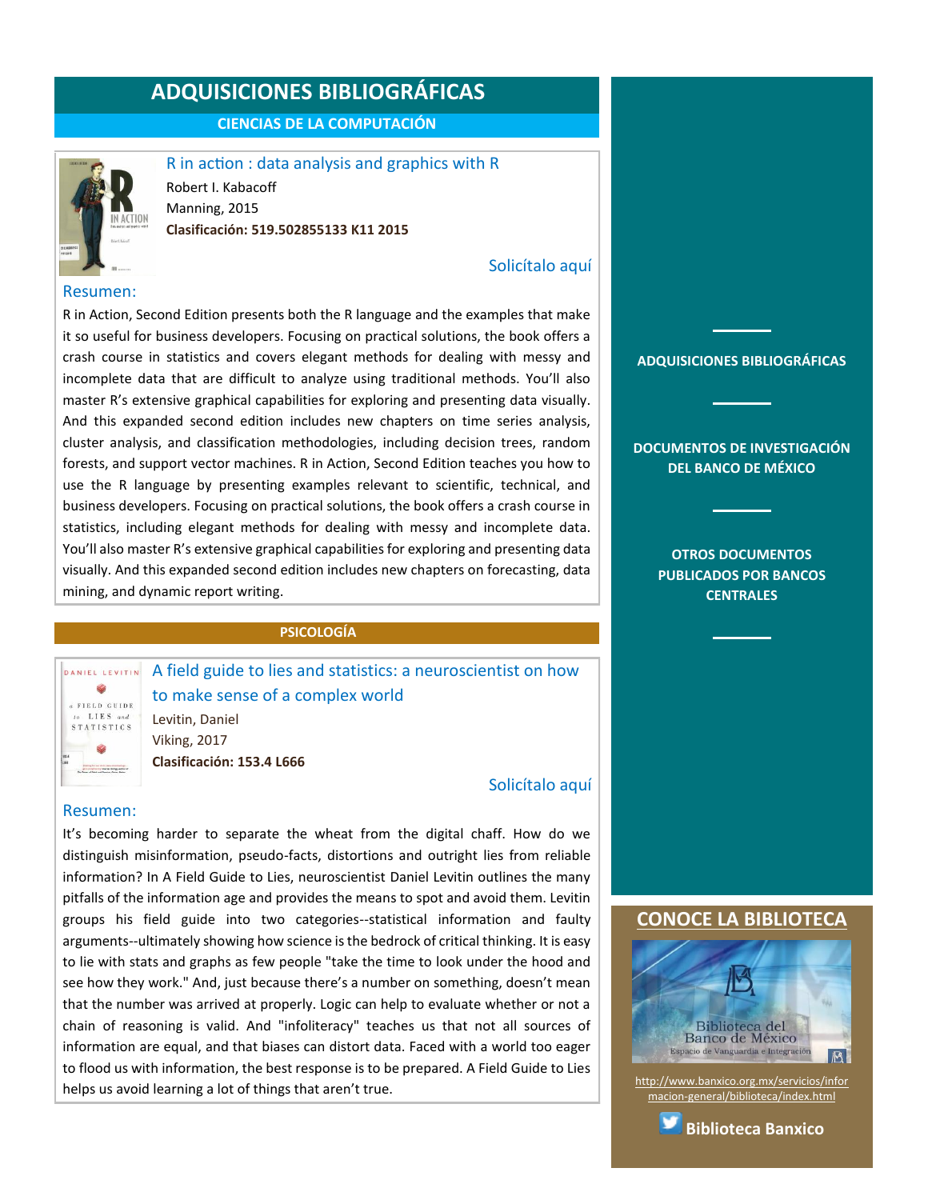# ADQUISICIONES BIBLIOGRÁFICAS

## CIENCIAS DE LA COMPUTACIÓN

### R in action : data analysis and graphics with R

Robert I. Kabacoff
Manning, 2015
**Clasificación: 519.502855133 K11 2015**

Solicítalo aquí

**Resumen:**

R in Action, Second Edition presents both the R language and the examples that make it so useful for business developers. Focusing on practical solutions, the book offers a crash course in statistics and covers elegant methods for dealing with messy and incomplete data that are difficult to analyze using traditional methods. You'll also master R's extensive graphical capabilities for exploring and presenting data visually. And this expanded second edition includes new chapters on time series analysis, cluster analysis, and classification methodologies, including decision trees, random forests, and support vector machines. R in Action, Second Edition teaches you how to use the R language by presenting examples relevant to scientific, technical, and business developers. Focusing on practical solutions, the book offers a crash course in statistics, including elegant methods for dealing with messy and incomplete data. You'll also master R's extensive graphical capabilities for exploring and presenting data visually. And this expanded second edition includes new chapters on forecasting, data mining, and dynamic report writing.

## PSICOLOGÍA

### A field guide to lies and statistics: a neuroscientist on how to make sense of a complex world

Levitin, Daniel
Viking, 2017
**Clasificación: 153.4 L666**

Solicítalo aquí

**Resumen:**

It's becoming harder to separate the wheat from the digital chaff. How do we distinguish misinformation, pseudo-facts, distortions and outright lies from reliable information? In A Field Guide to Lies, neuroscientist Daniel Levitin outlines the many pitfalls of the information age and provides the means to spot and avoid them. Levitin groups his field guide into two categories--statistical information and faulty arguments--ultimately showing how science is the bedrock of critical thinking. It is easy to lie with stats and graphs as few people "take the time to look under the hood and see how they work." And, just because there's a number on something, doesn't mean that the number was arrived at properly. Logic can help to evaluate whether or not a chain of reasoning is valid. And "infoliteracy" teaches us that not all sources of information are equal, and that biases can distort data. Faced with a world too eager to flood us with information, the best response is to be prepared. A Field Guide to Lies helps us avoid learning a lot of things that aren't true.

---

**ADQUISICIONES BIBLIOGRÁFICAS**

**DOCUMENTOS DE INVESTIGACIÓN DEL BANCO DE MÉXICO**

**OTROS DOCUMENTOS PUBLICADOS POR BANCOS CENTRALES**

## CONOCE LA BIBLIOTECA

Biblioteca del Banco de México
Espacio de Vanguardia e Integración

http://www.banxico.org.mx/servicios/informacion-general/biblioteca/index.html

**Biblioteca Banxico**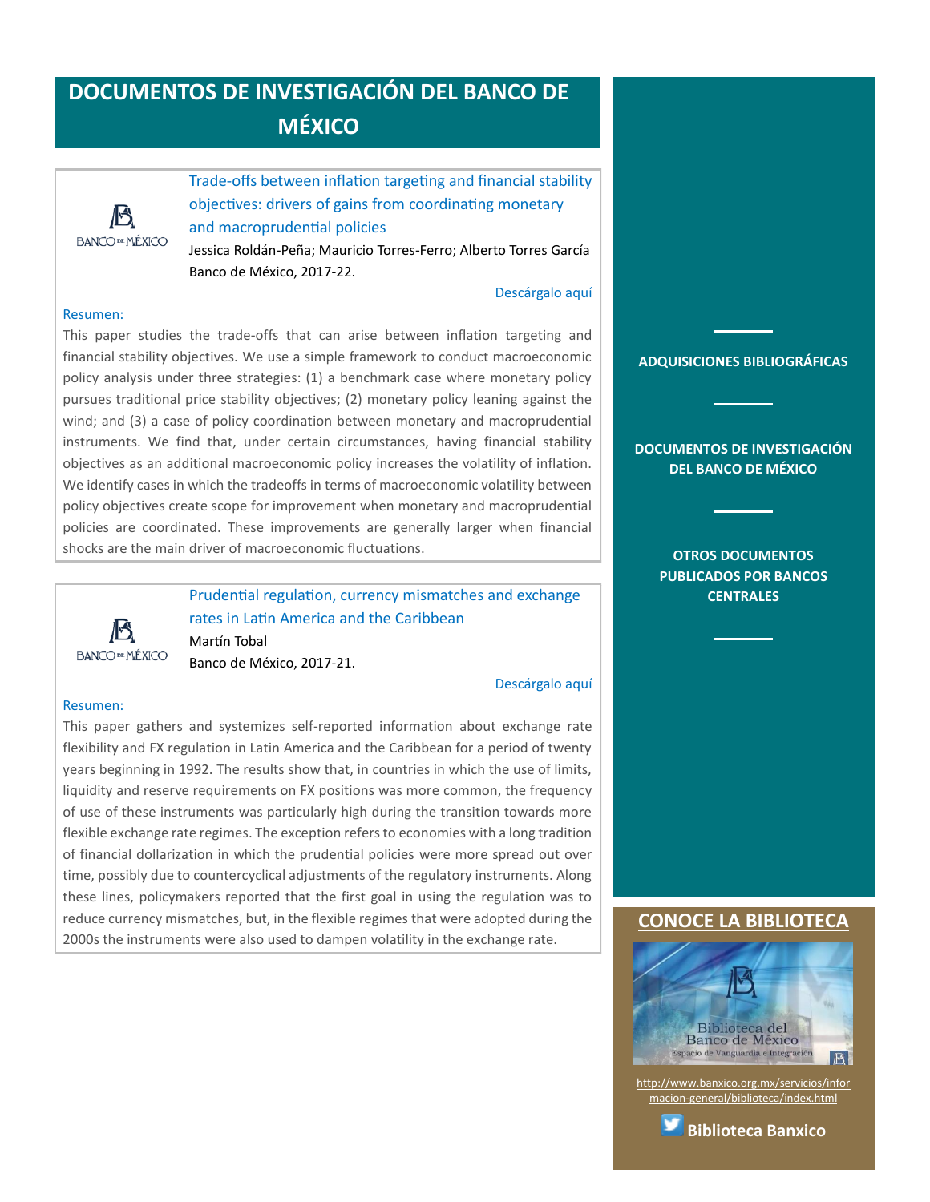# DOCUMENTOS DE INVESTIGACIÓN DEL BANCO DE MÉXICO

BANCO DE MÉXICO

### Trade-offs between inflation targeting and financial stability objectives: drivers of gains from coordinating monetary and macroprudential policies

Jessica Roldán-Peña; Mauricio Torres-Ferro; Alberto Torres García

Banco de México, 2017-22.

Descárgalo aquí

Resumen:

This paper studies the trade-offs that can arise between inflation targeting and financial stability objectives. We use a simple framework to conduct macroeconomic policy analysis under three strategies: (1) a benchmark case where monetary policy pursues traditional price stability objectives; (2) monetary policy leaning against the wind; and (3) a case of policy coordination between monetary and macroprudential instruments. We find that, under certain circumstances, having financial stability objectives as an additional macroeconomic policy increases the volatility of inflation. We identify cases in which the tradeoffs in terms of macroeconomic volatility between policy objectives create scope for improvement when monetary and macroprudential policies are coordinated. These improvements are generally larger when financial shocks are the main driver of macroeconomic fluctuations.

BANCO DE MÉXICO

### Prudential regulation, currency mismatches and exchange rates in Latin America and the Caribbean

Martín Tobal

Banco de México, 2017-21.

Descárgalo aquí

Resumen:

This paper gathers and systemizes self-reported information about exchange rate flexibility and FX regulation in Latin America and the Caribbean for a period of twenty years beginning in 1992. The results show that, in countries in which the use of limits, liquidity and reserve requirements on FX positions was more common, the frequency of use of these instruments was particularly high during the transition towards more flexible exchange rate regimes. The exception refers to economies with a long tradition of financial dollarization in which the prudential policies were more spread out over time, possibly due to countercyclical adjustments of the regulatory instruments. Along these lines, policymakers reported that the first goal in using the regulation was to reduce currency mismatches, but, in the flexible regimes that were adopted during the 2000s the instruments were also used to dampen volatility in the exchange rate.

**ADQUISICIONES BIBLIOGRÁFICAS**

**DOCUMENTOS DE INVESTIGACIÓN DEL BANCO DE MÉXICO**

**OTROS DOCUMENTOS PUBLICADOS POR BANCOS CENTRALES**

## CONOCE LA BIBLIOTECA

Biblioteca del Banco de México
Espacio de Vanguardia e Integración

http://www.banxico.org.mx/servicios/informacion-general/biblioteca/index.html

**Biblioteca Banxico**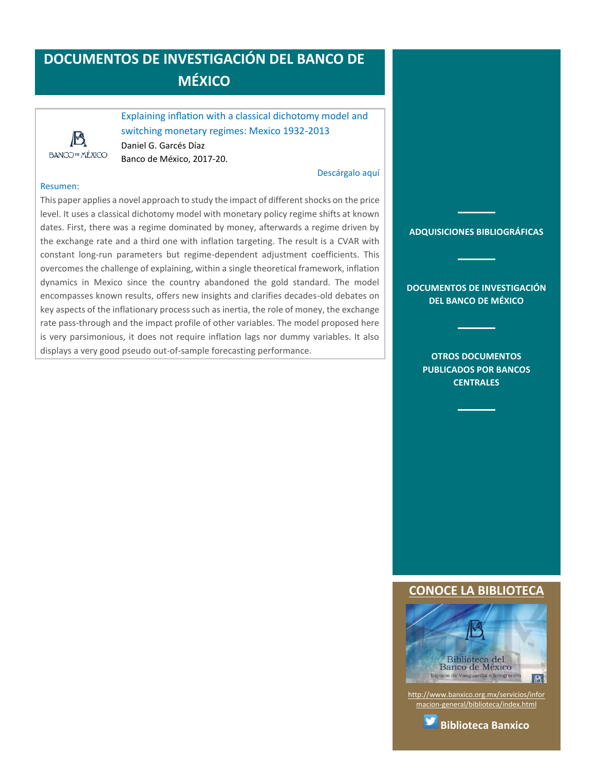# DOCUMENTOS DE INVESTIGACIÓN DEL BANCO DE MÉXICO

BANCO DE MÉXICO

Explaining inflation with a classical dichotomy model and switching monetary regimes: Mexico 1932-2013

Daniel G. Garcés Díaz

Banco de México, 2017-20.

Descárgalo aquí

**Resumen:**

This paper applies a novel approach to study the impact of different shocks on the price level. It uses a classical dichotomy model with monetary policy regime shifts at known dates. First, there was a regime dominated by money, afterwards a regime driven by the exchange rate and a third one with inflation targeting. The result is a CVAR with constant long-run parameters but regime-dependent adjustment coefficients. This overcomes the challenge of explaining, within a single theoretical framework, inflation dynamics in Mexico since the country abandoned the gold standard. The model encompasses known results, offers new insights and clarifies decades-old debates on key aspects of the inflationary process such as inertia, the role of money, the exchange rate pass-through and the impact profile of other variables. The model proposed here is very parsimonious, it does not require inflation lags nor dummy variables. It also displays a very good pseudo out-of-sample forecasting performance.

**ADQUISICIONES BIBLIOGRÁFICAS**

**DOCUMENTOS DE INVESTIGACIÓN DEL BANCO DE MÉXICO**

**OTROS DOCUMENTOS PUBLICADOS POR BANCOS CENTRALES**

## CONOCE LA BIBLIOTECA

Biblioteca del Banco de México

Espacio de Vanguardia e Integración

http://www.banxico.org.mx/servicios/informacion-general/biblioteca/index.html

**Biblioteca Banxico**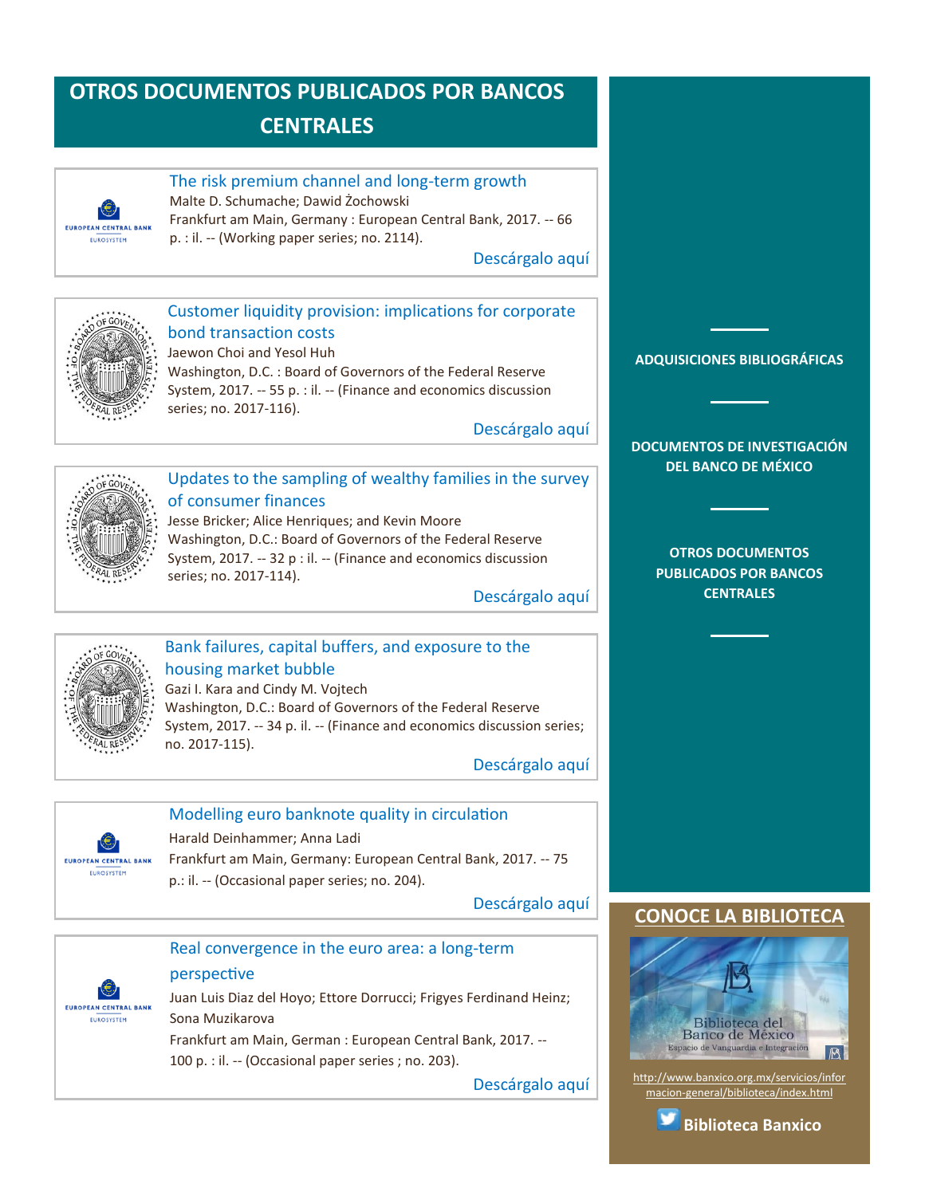# OTROS DOCUMENTOS PUBLICADOS POR BANCOS CENTRALES

### The risk premium channel and long-term growth

Malte D. Schumache; Dawid Żochowski
Frankfurt am Main, Germany : European Central Bank, 2017. -- 66 p. : il. -- (Working paper series; no. 2114).

Descárgalo aquí

### Customer liquidity provision: implications for corporate bond transaction costs

Jaewon Choi and Yesol Huh
Washington, D.C. : Board of Governors of the Federal Reserve System, 2017. -- 55 p. : il. -- (Finance and economics discussion series; no. 2017-116).

Descárgalo aquí

### Updates to the sampling of wealthy families in the survey of consumer finances

Jesse Bricker; Alice Henriques; and Kevin Moore
Washington, D.C.: Board of Governors of the Federal Reserve System, 2017. -- 32 p : il. -- (Finance and economics discussion series; no. 2017-114).

Descárgalo aquí

### Bank failures, capital buffers, and exposure to the housing market bubble

Gazi I. Kara and Cindy M. Vojtech
Washington, D.C.: Board of Governors of the Federal Reserve System, 2017. -- 34 p. il. -- (Finance and economics discussion series; no. 2017-115).

Descárgalo aquí

### Modelling euro banknote quality in circulation

Harald Deinhammer; Anna Ladi
Frankfurt am Main, Germany: European Central Bank, 2017. -- 75 p.: il. -- (Occasional paper series; no. 204).

Descárgalo aquí

### Real convergence in the euro area: a long-term perspective

Juan Luis Diaz del Hoyo; Ettore Dorrucci; Frigyes Ferdinand Heinz; Sona Muzikarova
Frankfurt am Main, German : European Central Bank, 2017. -- 100 p. : il. -- (Occasional paper series ; no. 203).

Descárgalo aquí

---

ADQUISICIONES BIBLIOGRÁFICAS

DOCUMENTOS DE INVESTIGACIÓN DEL BANCO DE MÉXICO

OTROS DOCUMENTOS PUBLICADOS POR BANCOS CENTRALES

## CONOCE LA BIBLIOTECA

Biblioteca del Banco de México
Espacio de Vanguardia e Integración

http://www.banxico.org.mx/servicios/informacion-general/biblioteca/index.html

**Biblioteca Banxico**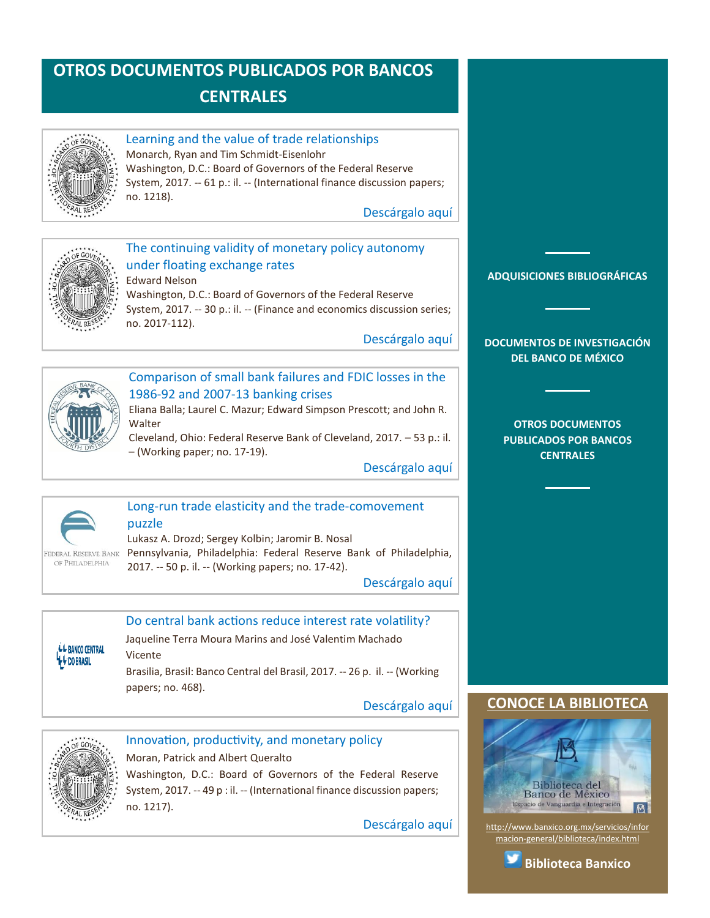# OTROS DOCUMENTOS PUBLICADOS POR BANCOS CENTRALES

**Learning and the value of trade relationships**
Monarch, Ryan and Tim Schmidt-Eisenlohr
Washington, D.C.: Board of Governors of the Federal Reserve System, 2017. -- 61 p.: il. -- (International finance discussion papers; no. 1218).

Descárgalo aquí

**The continuing validity of monetary policy autonomy under floating exchange rates**
Edward Nelson
Washington, D.C.: Board of Governors of the Federal Reserve System, 2017. -- 30 p.: il. -- (Finance and economics discussion series; no. 2017-112).

Descárgalo aquí

**Comparison of small bank failures and FDIC losses in the 1986-92 and 2007-13 banking crises**
Eliana Balla; Laurel C. Mazur; Edward Simpson Prescott; and John R. Walter
Cleveland, Ohio: Federal Reserve Bank of Cleveland, 2017. – 53 p.: il. – (Working paper; no. 17-19).

Descárgalo aquí

**Long-run trade elasticity and the trade-comovement puzzle**
Lukasz A. Drozd; Sergey Kolbin; Jaromir B. Nosal
Pennsylvania, Philadelphia: Federal Reserve Bank of Philadelphia, 2017. -- 50 p. il. -- (Working papers; no. 17-42).

Descárgalo aquí

**Do central bank actions reduce interest rate volatility?**
Jaqueline Terra Moura Marins and José Valentim Machado Vicente
Brasilia, Brasil: Banco Central del Brasil, 2017. -- 26 p. il. -- (Working papers; no. 468).

Descárgalo aquí

**Innovation, productivity, and monetary policy**
Moran, Patrick and Albert Queralto
Washington, D.C.: Board of Governors of the Federal Reserve System, 2017. -- 49 p : il. -- (International finance discussion papers; no. 1217).

Descárgalo aquí

---

ADQUISICIONES BIBLIOGRÁFICAS

DOCUMENTOS DE INVESTIGACIÓN DEL BANCO DE MÉXICO

OTROS DOCUMENTOS PUBLICADOS POR BANCOS CENTRALES

## CONOCE LA BIBLIOTECA

Biblioteca del Banco de México
Espacio de Vanguardia e Integración

http://www.banxico.org.mx/servicios/informacion-general/biblioteca/index.html

**Biblioteca Banxico**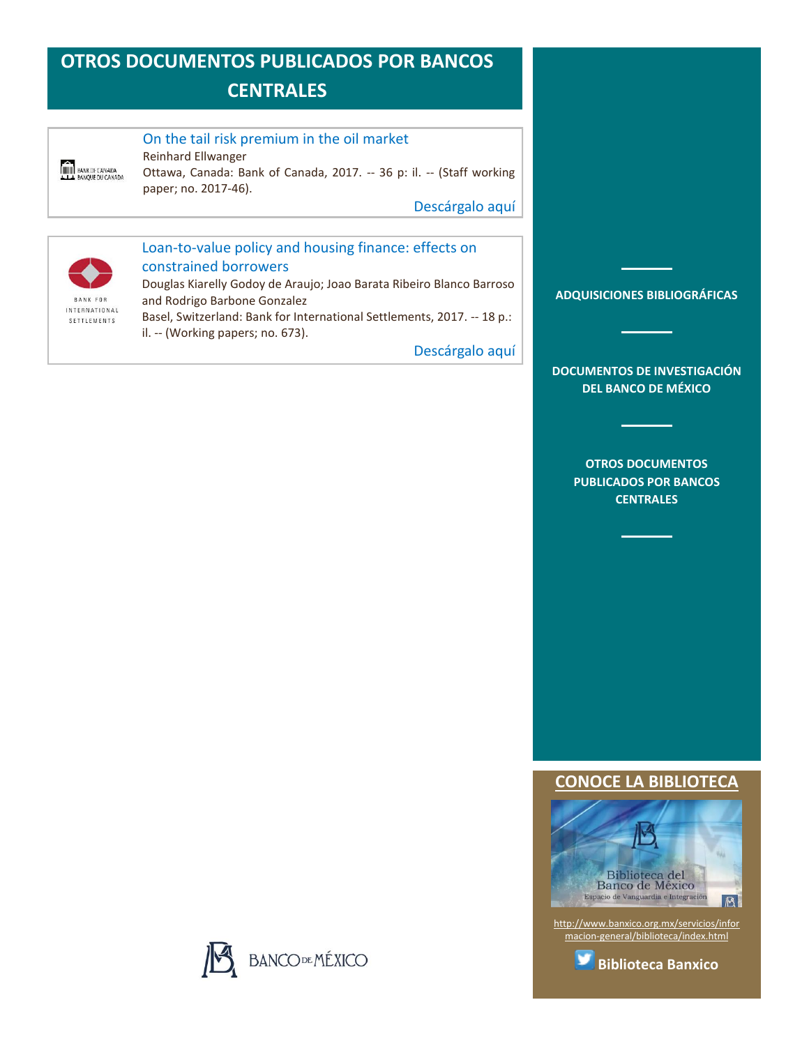# OTROS DOCUMENTOS PUBLICADOS POR BANCOS CENTRALES

**On the tail risk premium in the oil market**
Reinhard Ellwanger
Ottawa, Canada: Bank of Canada, 2017. -- 36 p: il. -- (Staff working paper; no. 2017-46).
Descárgalo aquí

**Loan-to-value policy and housing finance: effects on constrained borrowers**
Douglas Kiarelly Godoy de Araujo; Joao Barata Ribeiro Blanco Barroso and Rodrigo Barbone Gonzalez
Basel, Switzerland: Bank for International Settlements, 2017. -- 18 p.: il. -- (Working papers; no. 673).
Descárgalo aquí

ADQUISICIONES BIBLIOGRÁFICAS

DOCUMENTOS DE INVESTIGACIÓN DEL BANCO DE MÉXICO

OTROS DOCUMENTOS PUBLICADOS POR BANCOS CENTRALES

## CONOCE LA BIBLIOTECA

Biblioteca del Banco de México
Espacio de Vanguardia e Integración

http://www.banxico.org.mx/servicios/informacion-general/biblioteca/index.html

Biblioteca Banxico

BANCO DE MÉXICO